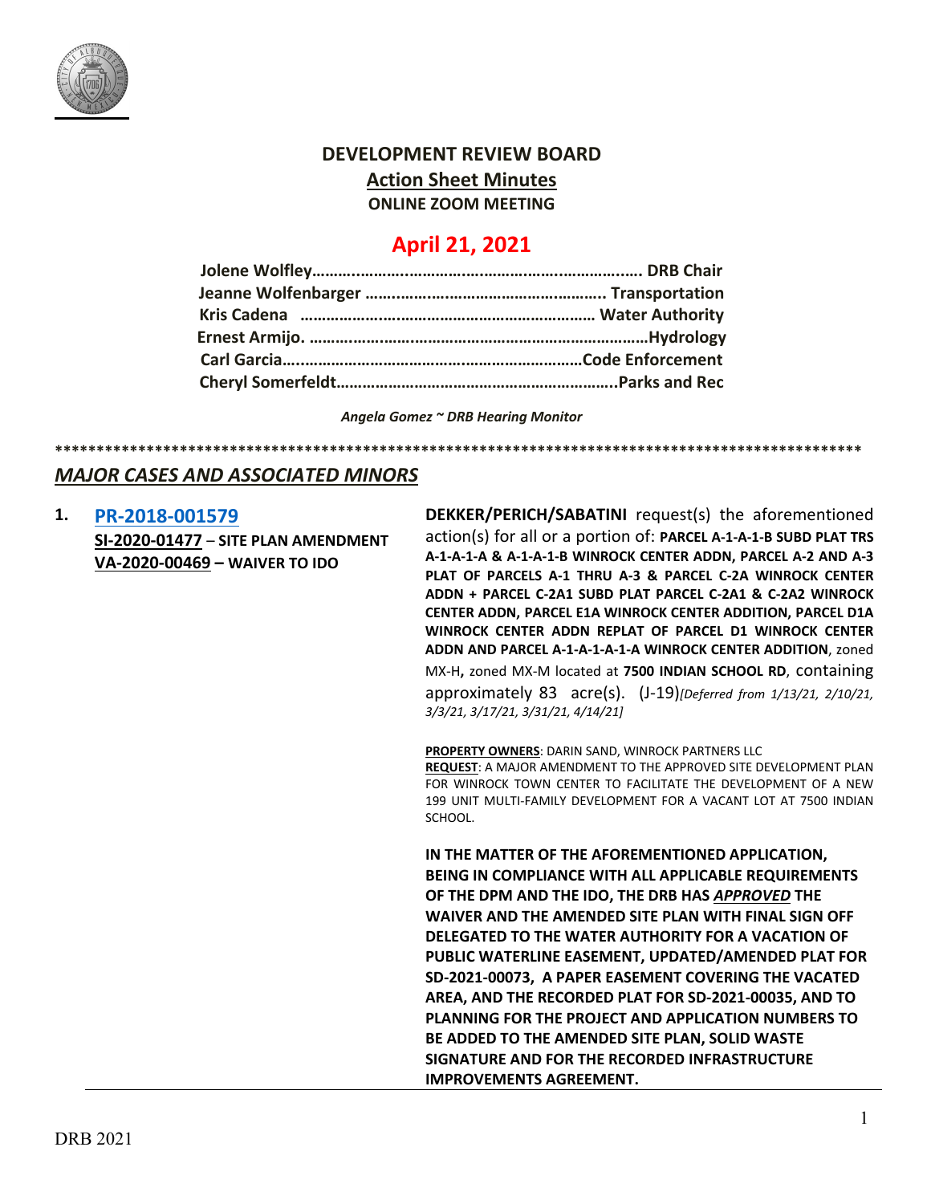# DEVELOPMENT REVIEW BOARD

## Action Sheet Minutes

**ONLINE ZOOM MEETING**

## April 21, 2021

**Jolene Wolfley……………………………………………………………… DRB Chair**
**Jeanne Wolfenbarger ……………………………………………. Transportation**
**Kris Cadena ………………………………………………………… Water Authority**
**Ernest Armijo. ……………………………………………………………………Hydrology**
**Carl Garcia……………………………………………………………Code Enforcement**
**Cheryl Somerfeldt………………………………………………………..Parks and Rec**

*Angela Gomez ~ DRB Hearing Monitor*

**\*\*\*\*\*\*\*\*\*\*\*\*\*\*\*\*\*\*\*\*\*\*\*\*\*\*\*\*\*\*\*\*\*\*\*\*\*\*\*\*\*\*\*\*\*\*\*\*\*\*\*\*\*\*\*\*\*\*\*\*\*\*\*\*\*\*\*\*\*\*\*\*\*\*\*\*\*\*\*\*\*\*\*\*\*\*\*\*\*\*\*\*\*\*\*\*\***

## *MAJOR CASES AND ASSOCIATED MINORS*

**1. PR-2018-001579**
**SI-2020-01477 – SITE PLAN AMENDMENT**
**VA-2020-00469 – WAIVER TO IDO**

**DEKKER/PERICH/SABATINI** request(s) the aforementioned action(s) for all or a portion of: **PARCEL A-1-A-1-B SUBD PLAT TRS A-1-A-1-A & A-1-A-1-B WINROCK CENTER ADDN, PARCEL A-2 AND A-3 PLAT OF PARCELS A-1 THRU A-3 & PARCEL C-2A WINROCK CENTER ADDN + PARCEL C-2A1 SUBD PLAT PARCEL C-2A1 & C-2A2 WINROCK CENTER ADDN, PARCEL E1A WINROCK CENTER ADDITION, PARCEL D1A WINROCK CENTER ADDN REPLAT OF PARCEL D1 WINROCK CENTER ADDN AND PARCEL A-1-A-1-A-1-A WINROCK CENTER ADDITION**, zoned MX-H**,** zoned MX-M located at **7500 INDIAN SCHOOL RD**, containing approximately 83 acre(s). (J-19)*[Deferred from 1/13/21, 2/10/21, 3/3/21, 3/17/21, 3/31/21, 4/14/21]*

**PROPERTY OWNERS**: DARIN SAND, WINROCK PARTNERS LLC
**REQUEST**: A MAJOR AMENDMENT TO THE APPROVED SITE DEVELOPMENT PLAN FOR WINROCK TOWN CENTER TO FACILITATE THE DEVELOPMENT OF A NEW 199 UNIT MULTI-FAMILY DEVELOPMENT FOR A VACANT LOT AT 7500 INDIAN SCHOOL.

**IN THE MATTER OF THE AFOREMENTIONED APPLICATION, BEING IN COMPLIANCE WITH ALL APPLICABLE REQUIREMENTS OF THE DPM AND THE IDO, THE DRB HAS *APPROVED* THE WAIVER AND THE AMENDED SITE PLAN WITH FINAL SIGN OFF DELEGATED TO THE WATER AUTHORITY FOR A VACATION OF PUBLIC WATERLINE EASEMENT, UPDATED/AMENDED PLAT FOR SD-2021-00073, A PAPER EASEMENT COVERING THE VACATED AREA, AND THE RECORDED PLAT FOR SD-2021-00035, AND TO PLANNING FOR THE PROJECT AND APPLICATION NUMBERS TO BE ADDED TO THE AMENDED SITE PLAN, SOLID WASTE SIGNATURE AND FOR THE RECORDED INFRASTRUCTURE IMPROVEMENTS AGREEMENT.**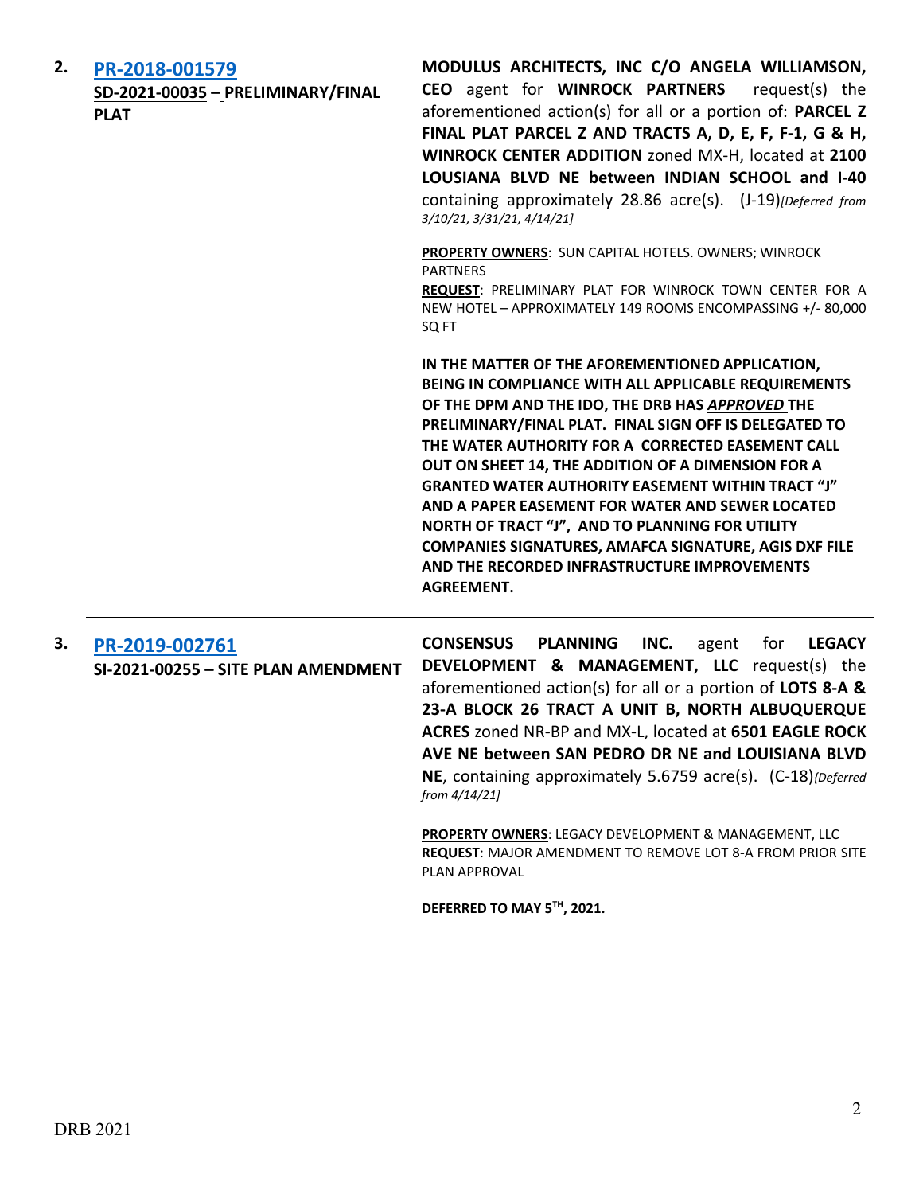**2.** **[PR-2018-001579](#)**
**SD-2021-00035 – PRELIMINARY/FINAL PLAT**

**MODULUS ARCHITECTS, INC C/O ANGELA WILLIAMSON, CEO** agent for **WINROCK PARTNERS** request(s) the aforementioned action(s) for all or a portion of: **PARCEL Z FINAL PLAT PARCEL Z AND TRACTS A, D, E, F, F-1, G & H, WINROCK CENTER ADDITION** zoned MX-H, located at **2100 LOUSIANA BLVD NE between INDIAN SCHOOL and I-40** containing approximately 28.86 acre(s). (J-19)*[Deferred from 3/10/21, 3/31/21, 4/14/21]*

**PROPERTY OWNERS**: SUN CAPITAL HOTELS. OWNERS; WINROCK PARTNERS
**REQUEST**: PRELIMINARY PLAT FOR WINROCK TOWN CENTER FOR A NEW HOTEL – APPROXIMATELY 149 ROOMS ENCOMPASSING +/- 80,000 SQ FT

**IN THE MATTER OF THE AFOREMENTIONED APPLICATION, BEING IN COMPLIANCE WITH ALL APPLICABLE REQUIREMENTS OF THE DPM AND THE IDO, THE DRB HAS *APPROVED* THE PRELIMINARY/FINAL PLAT. FINAL SIGN OFF IS DELEGATED TO THE WATER AUTHORITY FOR A CORRECTED EASEMENT CALL OUT ON SHEET 14, THE ADDITION OF A DIMENSION FOR A GRANTED WATER AUTHORITY EASEMENT WITHIN TRACT "J" AND A PAPER EASEMENT FOR WATER AND SEWER LOCATED NORTH OF TRACT "J", AND TO PLANNING FOR UTILITY COMPANIES SIGNATURES, AMAFCA SIGNATURE, AGIS DXF FILE AND THE RECORDED INFRASTRUCTURE IMPROVEMENTS AGREEMENT.**

---

**3.** **[PR-2019-002761](#)**
**SI-2021-00255 – SITE PLAN AMENDMENT**

**CONSENSUS PLANNING INC.** agent for **LEGACY DEVELOPMENT & MANAGEMENT, LLC** request(s) the aforementioned action(s) for all or a portion of **LOTS 8-A & 23-A BLOCK 26 TRACT A UNIT B, NORTH ALBUQUERQUE ACRES** zoned NR-BP and MX-L, located at **6501 EAGLE ROCK AVE NE between SAN PEDRO DR NE and LOUISIANA BLVD NE**, containing approximately 5.6759 acre(s). (C-18)*{Deferred from 4/14/21]*

**PROPERTY OWNERS**: LEGACY DEVELOPMENT & MANAGEMENT, LLC
**REQUEST**: MAJOR AMENDMENT TO REMOVE LOT 8-A FROM PRIOR SITE PLAN APPROVAL

**DEFERRED TO MAY 5TH, 2021.**

---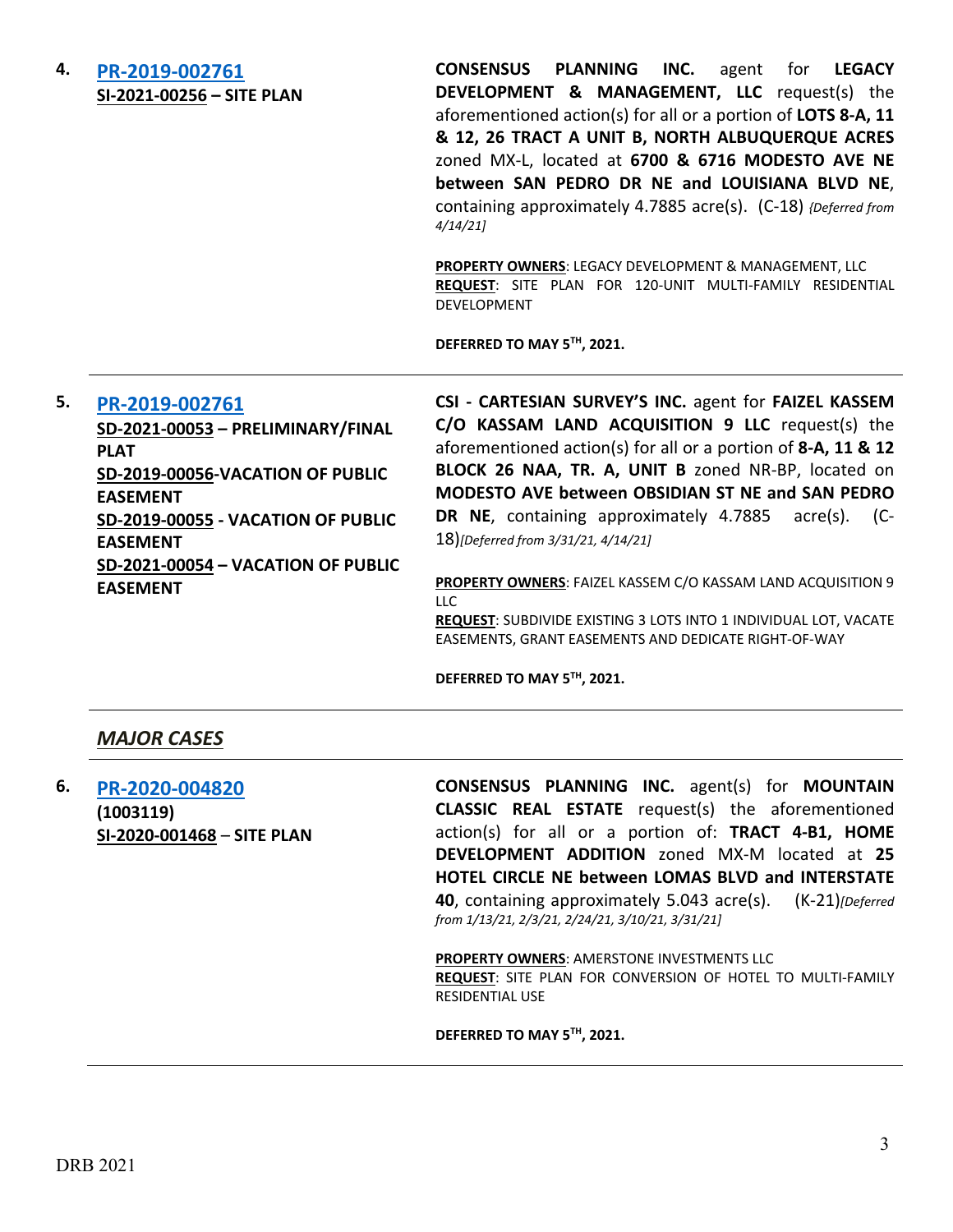4. **PR-2019-002761**
**SI-2021-00256 – SITE PLAN**

**CONSENSUS PLANNING INC.** agent for **LEGACY DEVELOPMENT & MANAGEMENT, LLC** request(s) the aforementioned action(s) for all or a portion of **LOTS 8-A, 11 & 12, 26 TRACT A UNIT B, NORTH ALBUQUERQUE ACRES** zoned MX-L, located at **6700 & 6716 MODESTO AVE NE between SAN PEDRO DR NE and LOUISIANA BLVD NE**, containing approximately 4.7885 acre(s). (C-18) *{Deferred from 4/14/21]*

**PROPERTY OWNERS**: LEGACY DEVELOPMENT & MANAGEMENT, LLC
**REQUEST**: SITE PLAN FOR 120-UNIT MULTI-FAMILY RESIDENTIAL DEVELOPMENT

**DEFERRED TO MAY 5TH, 2021.**

---

5. **PR-2019-002761**
**SD-2021-00053 – PRELIMINARY/FINAL PLAT**
**SD-2019-00056-VACATION OF PUBLIC EASEMENT**
**SD-2019-00055 - VACATION OF PUBLIC EASEMENT**
**SD-2021-00054 – VACATION OF PUBLIC EASEMENT**

**CSI - CARTESIAN SURVEY'S INC.** agent for **FAIZEL KASSEM C/O KASSAM LAND ACQUISITION 9 LLC** request(s) the aforementioned action(s) for all or a portion of **8-A, 11 & 12 BLOCK 26 NAA, TR. A, UNIT B** zoned NR-BP, located on **MODESTO AVE between OBSIDIAN ST NE and SAN PEDRO DR NE**, containing approximately 4.7885 acre(s). (C-18)*[Deferred from 3/31/21, 4/14/21]*

**PROPERTY OWNERS**: FAIZEL KASSEM C/O KASSAM LAND ACQUISITION 9 LLC
**REQUEST**: SUBDIVIDE EXISTING 3 LOTS INTO 1 INDIVIDUAL LOT, VACATE EASEMENTS, GRANT EASEMENTS AND DEDICATE RIGHT-OF-WAY

**DEFERRED TO MAY 5TH, 2021.**

---

## *MAJOR CASES*

---

6. **PR-2020-004820**
**(1003119)**
**SI-2020-001468 – SITE PLAN**

**CONSENSUS PLANNING INC.** agent(s) for **MOUNTAIN CLASSIC REAL ESTATE** request(s) the aforementioned action(s) for all or a portion of: **TRACT 4-B1, HOME DEVELOPMENT ADDITION** zoned MX-M located at **25 HOTEL CIRCLE NE between LOMAS BLVD and INTERSTATE 40**, containing approximately 5.043 acre(s). (K-21)*[Deferred from 1/13/21, 2/3/21, 2/24/21, 3/10/21, 3/31/21]*

**PROPERTY OWNERS**: AMERSTONE INVESTMENTS LLC
**REQUEST**: SITE PLAN FOR CONVERSION OF HOTEL TO MULTI-FAMILY RESIDENTIAL USE

**DEFERRED TO MAY 5TH, 2021.**

---

DRB 2021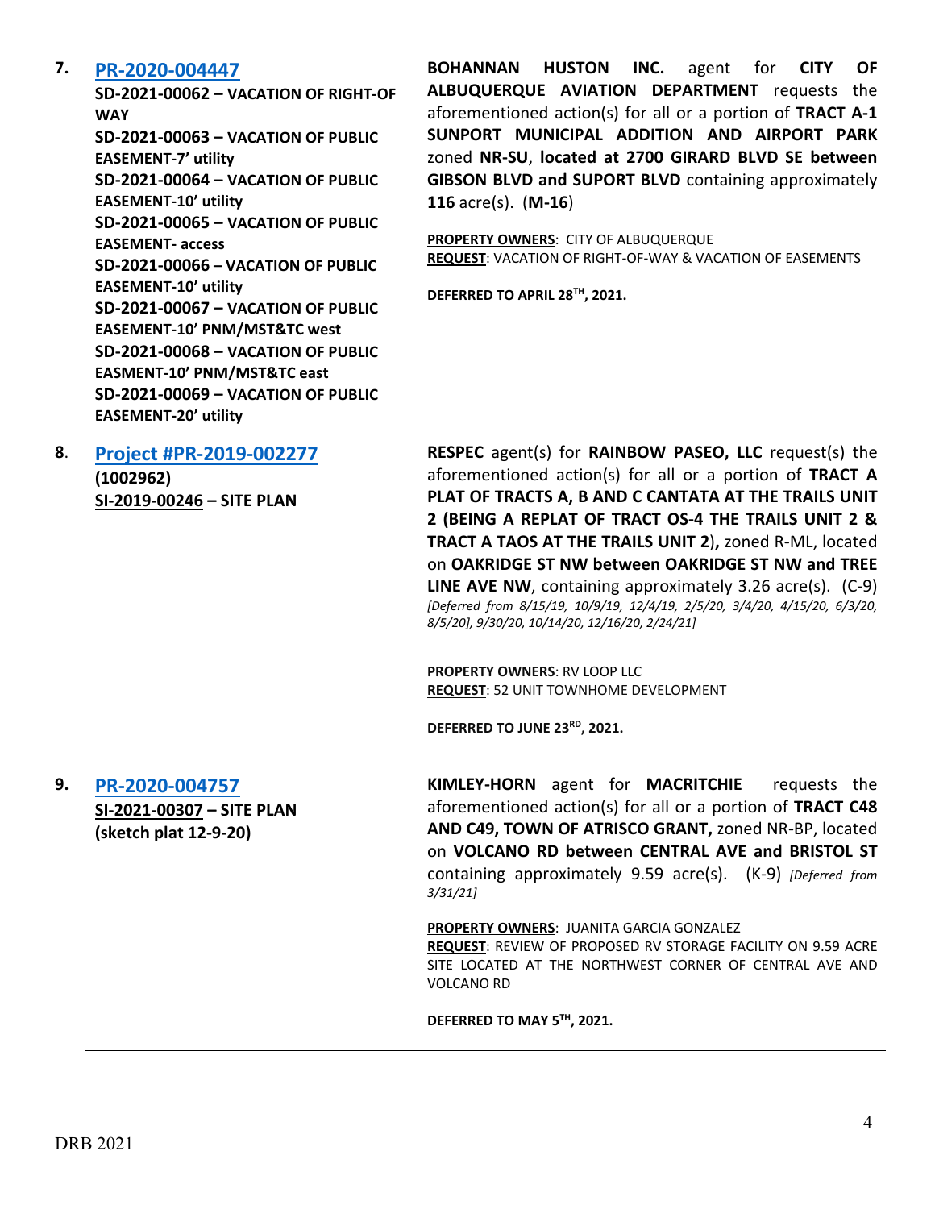**7.** **[PR-2020-004447](#)**
**SD-2021-00062 – VACATION OF RIGHT-OF WAY**
**SD-2021-00063 – VACATION OF PUBLIC EASEMENT-7' utility**
**SD-2021-00064 – VACATION OF PUBLIC EASEMENT-10' utility**
**SD-2021-00065 – VACATION OF PUBLIC EASEMENT- access**
**SD-2021-00066 – VACATION OF PUBLIC EASEMENT-10' utility**
**SD-2021-00067 – VACATION OF PUBLIC EASEMENT-10' PNM/MST&TC west**
**SD-2021-00068 – VACATION OF PUBLIC EASMENT-10' PNM/MST&TC east**
**SD-2021-00069 – VACATION OF PUBLIC EASEMENT-20' utility**

**BOHANNAN HUSTON INC.** agent for **CITY OF ALBUQUERQUE AVIATION DEPARTMENT** requests the aforementioned action(s) for all or a portion of **TRACT A-1 SUNPORT MUNICIPAL ADDITION AND AIRPORT PARK** zoned **NR-SU**, **located at 2700 GIRARD BLVD SE between GIBSON BLVD and SUPORT BLVD** containing approximately **116** acre(s). (**M-16**)

**PROPERTY OWNERS**: CITY OF ALBUQUERQUE
**REQUEST**: VACATION OF RIGHT-OF-WAY & VACATION OF EASEMENTS

**DEFERRED TO APRIL 28TH, 2021.**

---

**8.** **[Project #PR-2019-002277](#)**
**(1002962)**
**SI-2019-00246 – SITE PLAN**

**RESPEC** agent(s) for **RAINBOW PASEO, LLC** request(s) the aforementioned action(s) for all or a portion of **TRACT A PLAT OF TRACTS A, B AND C CANTATA AT THE TRAILS UNIT 2 (BEING A REPLAT OF TRACT OS-4 THE TRAILS UNIT 2 & TRACT A TAOS AT THE TRAILS UNIT 2),** zoned R-ML, located on **OAKRIDGE ST NW between OAKRIDGE ST NW and TREE LINE AVE NW**, containing approximately 3.26 acre(s). (C-9) *[Deferred from 8/15/19, 10/9/19, 12/4/19, 2/5/20, 3/4/20, 4/15/20, 6/3/20, 8/5/20], 9/30/20, 10/14/20, 12/16/20, 2/24/21]*

**PROPERTY OWNERS**: RV LOOP LLC
**REQUEST**: 52 UNIT TOWNHOME DEVELOPMENT

**DEFERRED TO JUNE 23RD, 2021.**

---

**9.** **[PR-2020-004757](#)**
**SI-2021-00307 – SITE PLAN**
**(sketch plat 12-9-20)**

**KIMLEY-HORN** agent for **MACRITCHIE** requests the aforementioned action(s) for all or a portion of **TRACT C48 AND C49, TOWN OF ATRISCO GRANT,** zoned NR-BP, located on **VOLCANO RD between CENTRAL AVE and BRISTOL ST** containing approximately 9.59 acre(s). (K-9) *[Deferred from 3/31/21]*

**PROPERTY OWNERS**: JUANITA GARCIA GONZALEZ
**REQUEST**: REVIEW OF PROPOSED RV STORAGE FACILITY ON 9.59 ACRE SITE LOCATED AT THE NORTHWEST CORNER OF CENTRAL AVE AND VOLCANO RD

**DEFERRED TO MAY 5TH, 2021.**

---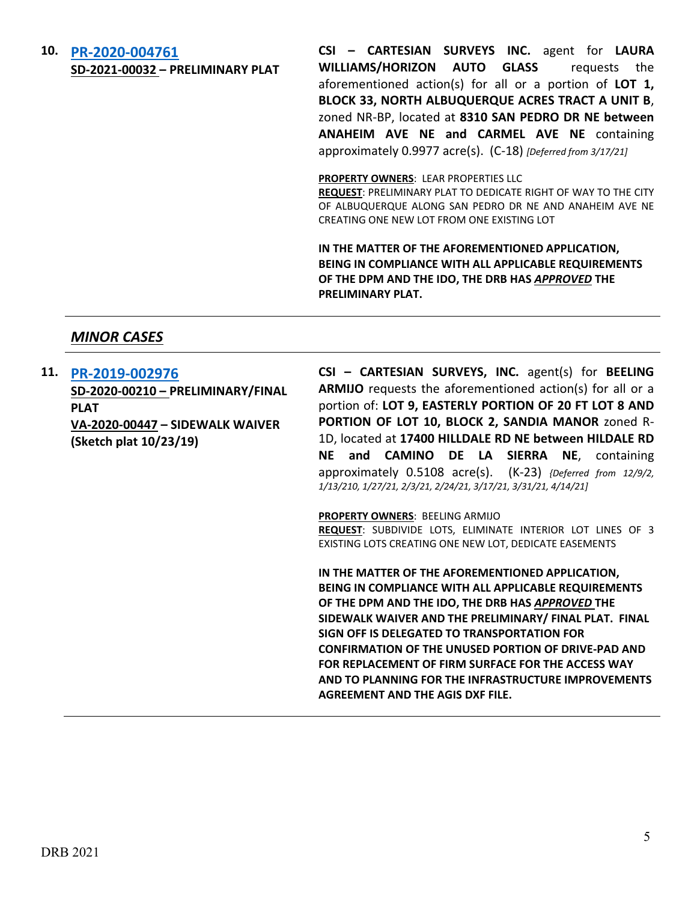**10. [PR-2020-004761](#)**
**SD-2021-00032 – PRELIMINARY PLAT**

**CSI – CARTESIAN SURVEYS INC.** agent for **LAURA WILLIAMS/HORIZON AUTO GLASS** requests the aforementioned action(s) for all or a portion of **LOT 1, BLOCK 33, NORTH ALBUQUERQUE ACRES TRACT A UNIT B**, zoned NR-BP, located at **8310 SAN PEDRO DR NE between ANAHEIM AVE NE and CARMEL AVE NE** containing approximately 0.9977 acre(s). (C-18) *[Deferred from 3/17/21]*

**PROPERTY OWNERS**: LEAR PROPERTIES LLC
**REQUEST**: PRELIMINARY PLAT TO DEDICATE RIGHT OF WAY TO THE CITY OF ALBUQUERQUE ALONG SAN PEDRO DR NE AND ANAHEIM AVE NE CREATING ONE NEW LOT FROM ONE EXISTING LOT

**IN THE MATTER OF THE AFOREMENTIONED APPLICATION, BEING IN COMPLIANCE WITH ALL APPLICABLE REQUIREMENTS OF THE DPM AND THE IDO, THE DRB HAS *APPROVED* THE PRELIMINARY PLAT.**

---

## *MINOR CASES*

---

**11. [PR-2019-002976](#)**
**SD-2020-00210 – PRELIMINARY/FINAL PLAT**
**VA-2020-00447 – SIDEWALK WAIVER**
**(Sketch plat 10/23/19)**

**CSI – CARTESIAN SURVEYS, INC.** agent(s) for **BEELING ARMIJO** requests the aforementioned action(s) for all or a portion of: **LOT 9, EASTERLY PORTION OF 20 FT LOT 8 AND PORTION OF LOT 10, BLOCK 2, SANDIA MANOR** zoned R-1D, located at **17400 HILLDALE RD NE between HILDALE RD NE and CAMINO DE LA SIERRA NE**, containing approximately 0.5108 acre(s). (K-23) *{Deferred from 12/9/2, 1/13/210, 1/27/21, 2/3/21, 2/24/21, 3/17/21, 3/31/21, 4/14/21]*

**PROPERTY OWNERS**: BEELING ARMIJO
**REQUEST**: SUBDIVIDE LOTS, ELIMINATE INTERIOR LOT LINES OF 3 EXISTING LOTS CREATING ONE NEW LOT, DEDICATE EASEMENTS

**IN THE MATTER OF THE AFOREMENTIONED APPLICATION, BEING IN COMPLIANCE WITH ALL APPLICABLE REQUIREMENTS OF THE DPM AND THE IDO, THE DRB HAS *APPROVED* THE SIDEWALK WAIVER AND THE PRELIMINARY/ FINAL PLAT. FINAL SIGN OFF IS DELEGATED TO TRANSPORTATION FOR CONFIRMATION OF THE UNUSED PORTION OF DRIVE-PAD AND FOR REPLACEMENT OF FIRM SURFACE FOR THE ACCESS WAY AND TO PLANNING FOR THE INFRASTRUCTURE IMPROVEMENTS AGREEMENT AND THE AGIS DXF FILE.**

---

DRB 2021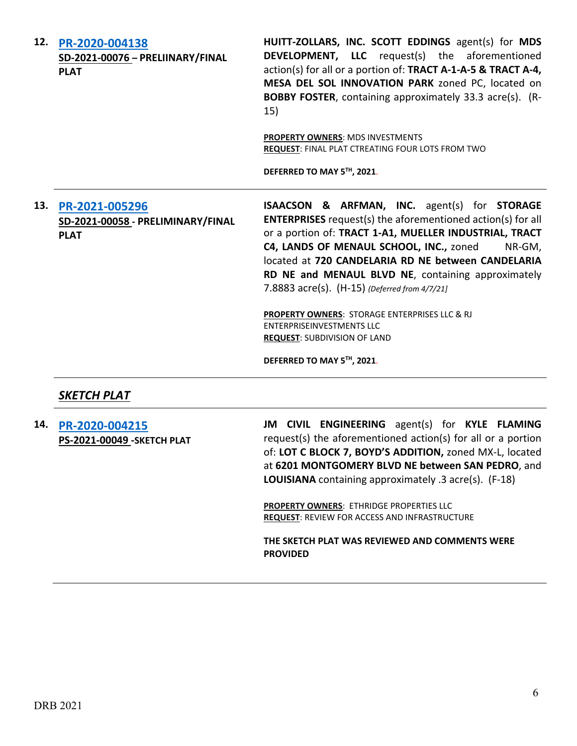**12.** **[PR-2020-004138](#)**
**SD-2021-00076 – PRELIINARY/FINAL PLAT**

**HUITT-ZOLLARS, INC. SCOTT EDDINGS** agent(s) for **MDS DEVELOPMENT, LLC** request(s) the aforementioned action(s) for all or a portion of: **TRACT A-1-A-5 & TRACT A-4, MESA DEL SOL INNOVATION PARK** zoned PC, located on **BOBBY FOSTER**, containing approximately 33.3 acre(s). (R-15)

**PROPERTY OWNERS**: MDS INVESTMENTS
**REQUEST**: FINAL PLAT CTREATING FOUR LOTS FROM TWO

**DEFERRED TO MAY 5TH, 2021**.

---

**13.** **[PR-2021-005296](#)**
**SD-2021-00058 - PRELIMINARY/FINAL PLAT**

**ISAACSON & ARFMAN, INC.** agent(s) for **STORAGE ENTERPRISES** request(s) the aforementioned action(s) for all or a portion of: **TRACT 1-A1, MUELLER INDUSTRIAL, TRACT C4, LANDS OF MENAUL SCHOOL, INC.,** zoned NR-GM, located at **720 CANDELARIA RD NE between CANDELARIA RD NE and MENAUL BLVD NE**, containing approximately 7.8883 acre(s). (H-15) *[Deferred from 4/7/21]*

**PROPERTY OWNERS**: STORAGE ENTERPRISES LLC & RJ ENTERPRISEINVESTMENTS LLC
**REQUEST**: SUBDIVISION OF LAND

**DEFERRED TO MAY 5TH, 2021**.

---

## *SKETCH PLAT*

---

**14.** **[PR-2020-004215](#)**
**PS-2021-00049 -SKETCH PLAT**

**JM CIVIL ENGINEERING** agent(s) for **KYLE FLAMING** request(s) the aforementioned action(s) for all or a portion of: **LOT C BLOCK 7, BOYD'S ADDITION,** zoned MX-L, located at **6201 MONTGOMERY BLVD NE between SAN PEDRO**, and **LOUISIANA** containing approximately .3 acre(s). (F-18)

**PROPERTY OWNERS**: ETHRIDGE PROPERTIES LLC
**REQUEST**: REVIEW FOR ACCESS AND INFRASTRUCTURE

**THE SKETCH PLAT WAS REVIEWED AND COMMENTS WERE PROVIDED**

---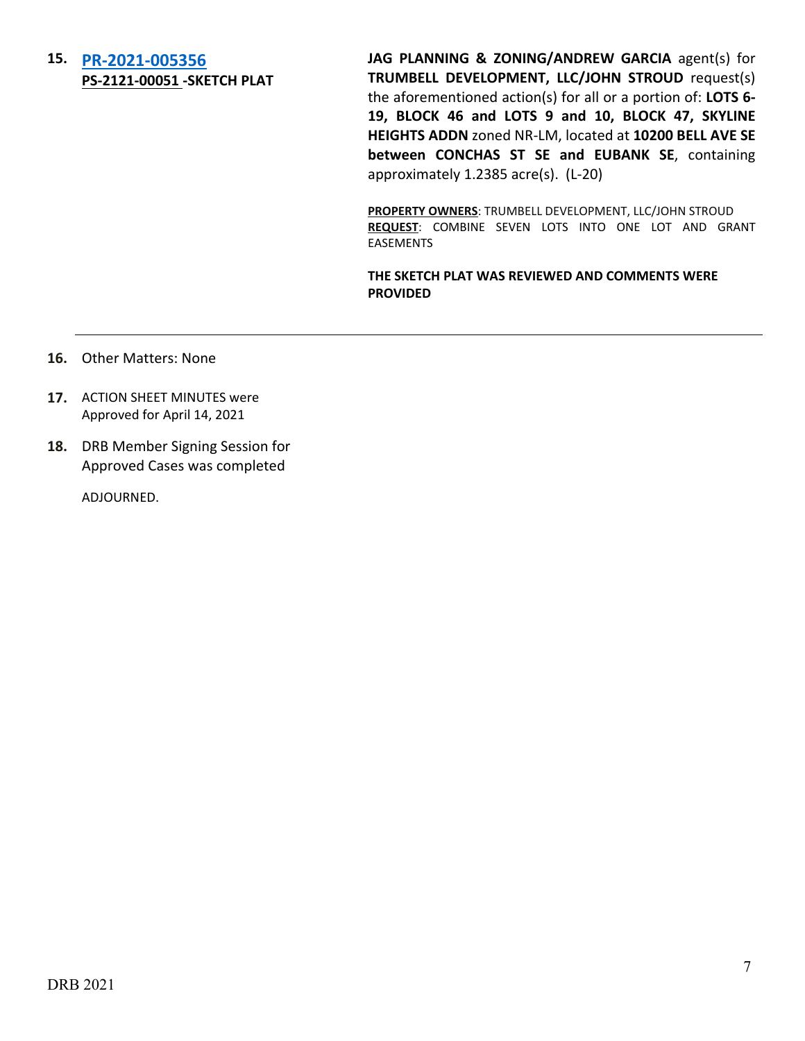**15.** **[PR-2021-005356](PR-2021-005356)**
**PS-2121-00051 -SKETCH PLAT**

**JAG PLANNING & ZONING/ANDREW GARCIA** agent(s) for **TRUMBELL DEVELOPMENT, LLC/JOHN STROUD** request(s) the aforementioned action(s) for all or a portion of: **LOTS 6-19, BLOCK 46 and LOTS 9 and 10, BLOCK 47, SKYLINE HEIGHTS ADDN** zoned NR-LM, located at **10200 BELL AVE SE between CONCHAS ST SE and EUBANK SE**, containing approximately 1.2385 acre(s). (L-20)

**PROPERTY OWNERS**: TRUMBELL DEVELOPMENT, LLC/JOHN STROUD
**REQUEST**: COMBINE SEVEN LOTS INTO ONE LOT AND GRANT EASEMENTS

**THE SKETCH PLAT WAS REVIEWED AND COMMENTS WERE PROVIDED**

---

**16.** Other Matters: None

**17.** ACTION SHEET MINUTES were Approved for April 14, 2021

**18.** DRB Member Signing Session for Approved Cases was completed

ADJOURNED.